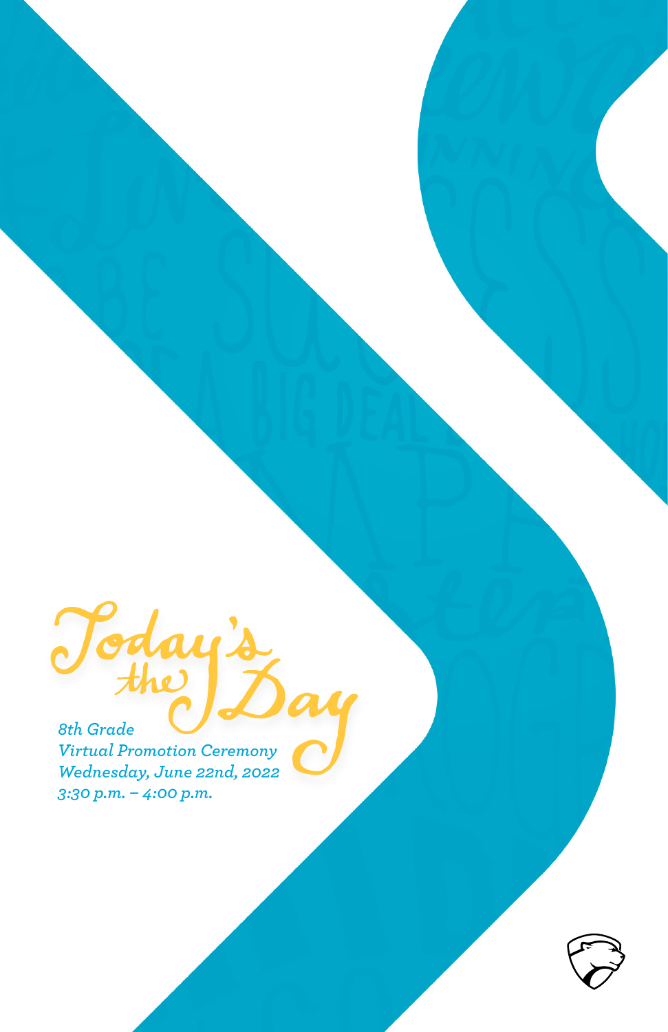# Today's the Day

*8th Grade*
*Virtual Promotion Ceremony*
*Wednesday, June 22nd, 2022*
*3:30 p.m. – 4:00 p.m.*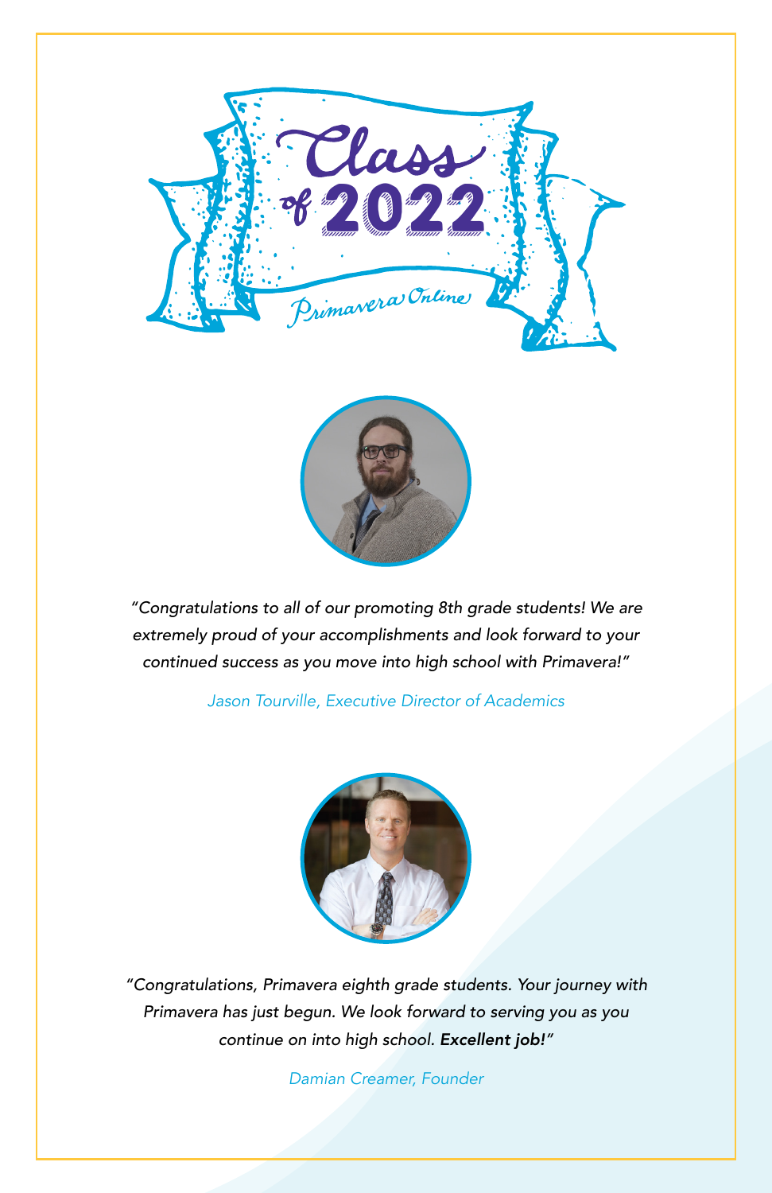# Class of 2022

Primavera Online

*"Congratulations to all of our promoting 8th grade students! We are extremely proud of your accomplishments and look forward to your continued success as you move into high school with Primavera!"*

*Jason Tourville, Executive Director of Academics*

*"Congratulations, Primavera eighth grade students. Your journey with Primavera has just begun. We look forward to serving you as you continue on into high school.* ***Excellent job!****"*

*Damian Creamer, Founder*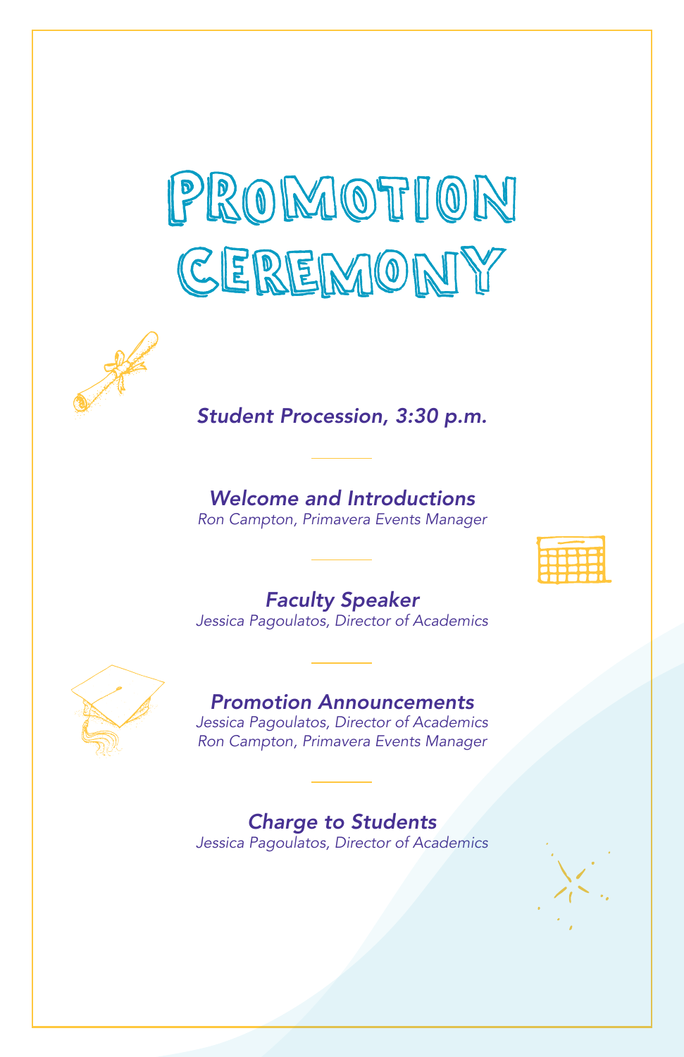# Promotion Ceremony

*Student Procession, 3:30 p.m.*

---

*Welcome and Introductions*
*Ron Campton, Primavera Events Manager*

---

*Faculty Speaker*
*Jessica Pagoulatos, Director of Academics*

---

*Promotion Announcements*
*Jessica Pagoulatos, Director of Academics*
*Ron Campton, Primavera Events Manager*

---

*Charge to Students*
*Jessica Pagoulatos, Director of Academics*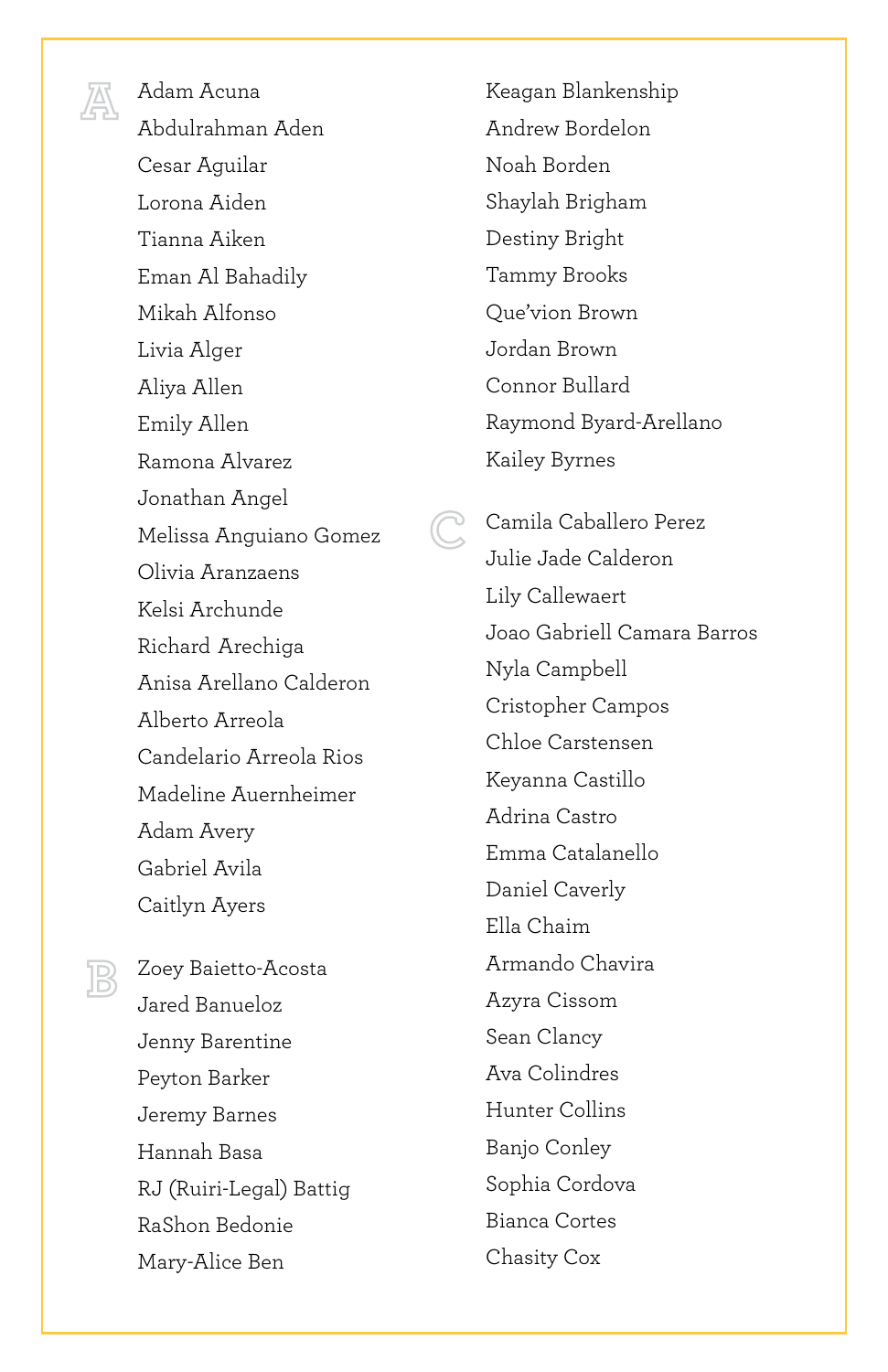## A

Adam Acuna
Abdulrahman Aden
Cesar Aguilar
Lorona Aiden
Tianna Aiken
Eman Al Bahadily
Mikah Alfonso
Livia Alger
Aliya Allen
Emily Allen
Ramona Alvarez
Jonathan Angel
Melissa Anguiano Gomez
Olivia Aranzaens
Kelsi Archunde
Richard Arechiga
Anisa Arellano Calderon
Alberto Arreola
Candelario Arreola Rios
Madeline Auernheimer
Adam Avery
Gabriel Avila
Caitlyn Ayers

## B

Zoey Baietto-Acosta
Jared Banueloz
Jenny Barentine
Peyton Barker
Jeremy Barnes
Hannah Basa
RJ (Ruiri-Legal) Battig
RaShon Bedonie
Mary-Alice Ben
Keagan Blankenship
Andrew Bordelon
Noah Borden
Shaylah Brigham
Destiny Bright
Tammy Brooks
Que'vion Brown
Jordan Brown
Connor Bullard
Raymond Byard-Arellano
Kailey Byrnes

## C

Camila Caballero Perez
Julie Jade Calderon
Lily Callewaert
Joao Gabriell Camara Barros
Nyla Campbell
Cristopher Campos
Chloe Carstensen
Keyanna Castillo
Adrina Castro
Emma Catalanello
Daniel Caverly
Ella Chaim
Armando Chavira
Azyra Cissom
Sean Clancy
Ava Colindres
Hunter Collins
Banjo Conley
Sophia Cordova
Bianca Cortes
Chasity Cox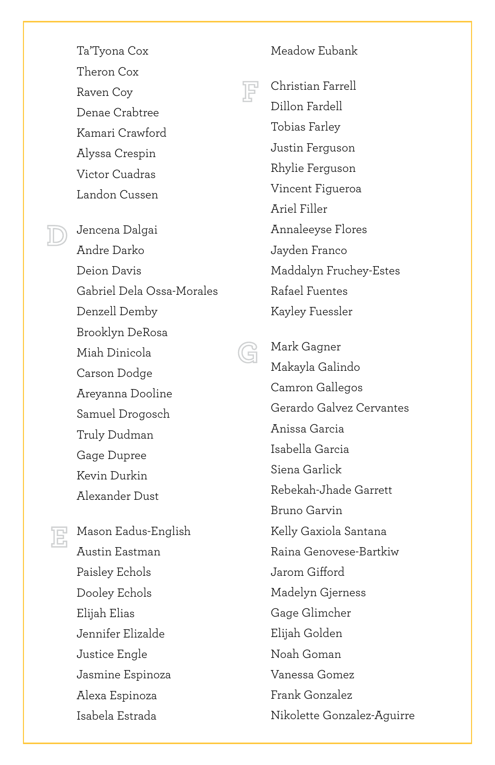Ta'Tyona Cox
Theron Cox
Raven Coy
Denae Crabtree
Kamari Crawford
Alyssa Crespin
Victor Cuadras
Landon Cussen

## D

Jencena Dalgai
Andre Darko
Deion Davis
Gabriel Dela Ossa-Morales
Denzell Demby
Brooklyn DeRosa
Miah Dinicola
Carson Dodge
Areyanna Dooline
Samuel Drogosch
Truly Dudman
Gage Dupree
Kevin Durkin
Alexander Dust

## E

Mason Eadus-English
Austin Eastman
Paisley Echols
Dooley Echols
Elijah Elias
Jennifer Elizalde
Justice Engle
Jasmine Espinoza
Alexa Espinoza
Isabela Estrada
Meadow Eubank

## F

Christian Farrell
Dillon Fardell
Tobias Farley
Justin Ferguson
Rhylie Ferguson
Vincent Figueroa
Ariel Filler
Annaleeyse Flores
Jayden Franco
Maddalyn Fruchey-Estes
Rafael Fuentes
Kayley Fuessler

## G

Mark Gagner
Makayla Galindo
Camron Gallegos
Gerardo Galvez Cervantes
Anissa Garcia
Isabella Garcia
Siena Garlick
Rebekah-Jhade Garrett
Bruno Garvin
Kelly Gaxiola Santana
Raina Genovese-Bartkiw
Jarom Gifford
Madelyn Gjerness
Gage Glimcher
Elijah Golden
Noah Goman
Vanessa Gomez
Frank Gonzalez
Nikolette Gonzalez-Aguirre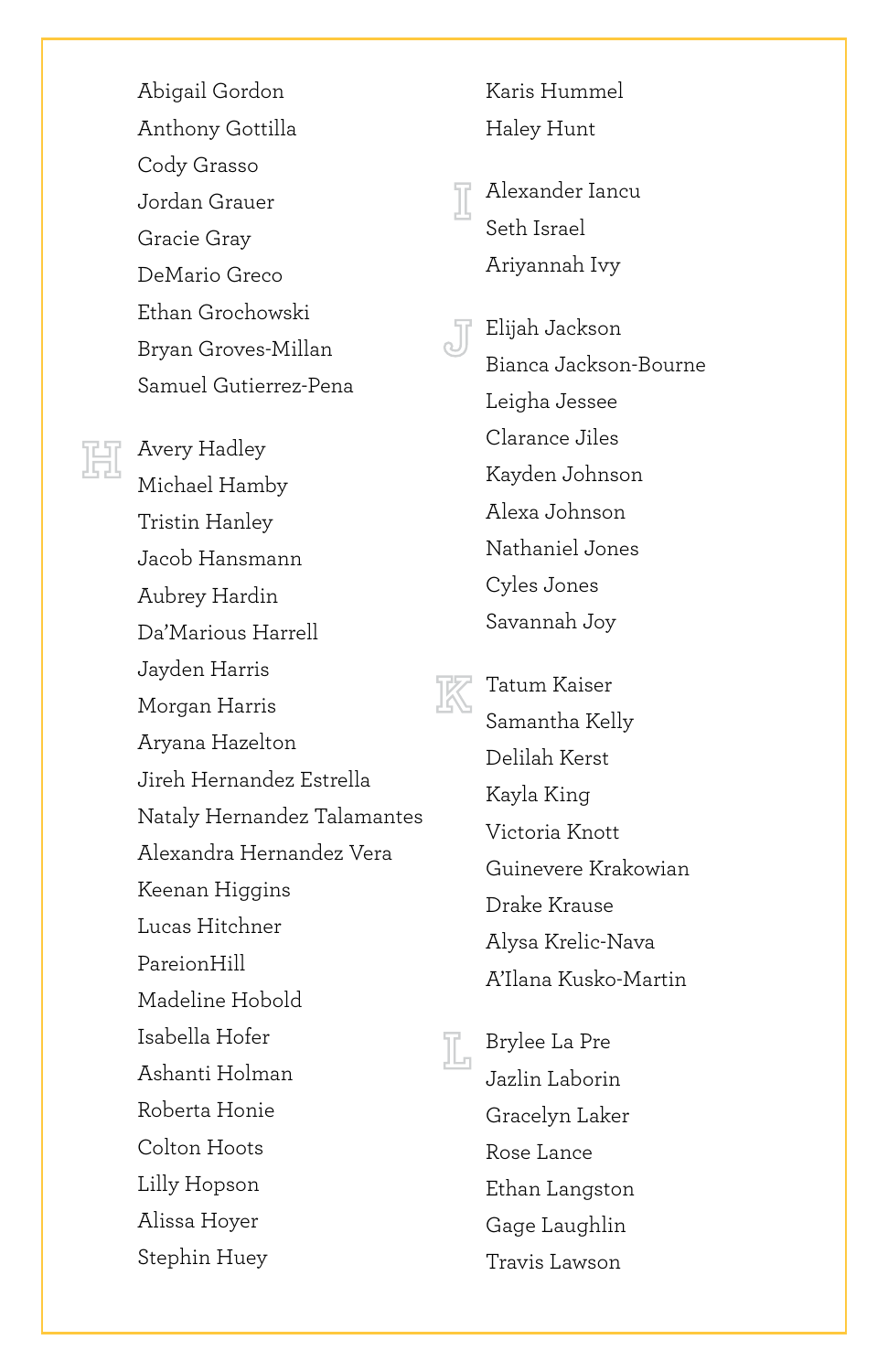Abigail Gordon
Anthony Gottilla
Cody Grasso
Jordan Grauer
Gracie Gray
DeMario Greco
Ethan Grochowski
Bryan Groves-Millan
Samuel Gutierrez-Pena

## H

Avery Hadley
Michael Hamby
Tristin Hanley
Jacob Hansmann
Aubrey Hardin
Da'Marious Harrell
Jayden Harris
Morgan Harris
Aryana Hazelton
Jireh Hernandez Estrella
Nataly Hernandez Talamantes
Alexandra Hernandez Vera
Keenan Higgins
Lucas Hitchner
PareionHill
Madeline Hobold
Isabella Hofer
Ashanti Holman
Roberta Honie
Colton Hoots
Lilly Hopson
Alissa Hoyer
Stephin Huey
Karis Hummel
Haley Hunt

## I

Alexander Iancu
Seth Israel
Ariyannah Ivy

## J

Elijah Jackson
Bianca Jackson-Bourne
Leigha Jessee
Clarance Jiles
Kayden Johnson
Alexa Johnson
Nathaniel Jones
Cyles Jones
Savannah Joy

## K

Tatum Kaiser
Samantha Kelly
Delilah Kerst
Kayla King
Victoria Knott
Guinevere Krakowian
Drake Krause
Alysa Krelic-Nava
A'Ilana Kusko-Martin

## L

Brylee La Pre
Jazlin Laborin
Gracelyn Laker
Rose Lance
Ethan Langston
Gage Laughlin
Travis Lawson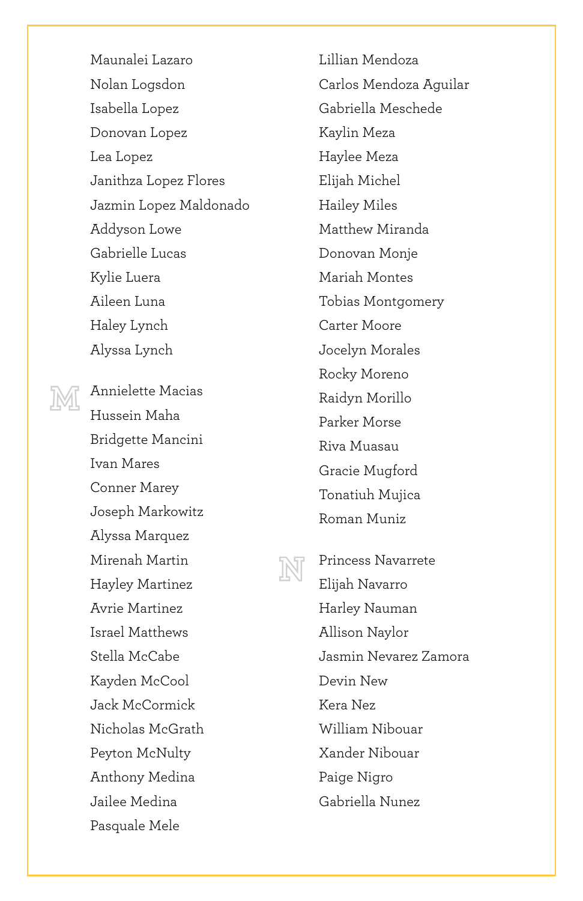Maunalei Lazaro
Nolan Logsdon
Isabella Lopez
Donovan Lopez
Lea Lopez
Janithza Lopez Flores
Jazmin Lopez Maldonado
Addyson Lowe
Gabrielle Lucas
Kylie Luera
Aileen Luna
Haley Lynch
Alyssa Lynch

## M

Annielette Macias
Hussein Maha
Bridgette Mancini
Ivan Mares
Conner Marey
Joseph Markowitz
Alyssa Marquez
Mirenah Martin
Hayley Martinez
Avrie Martinez
Israel Matthews
Stella McCabe
Kayden McCool
Jack McCormick
Nicholas McGrath
Peyton McNulty
Anthony Medina
Jailee Medina
Pasquale Mele
Lillian Mendoza
Carlos Mendoza Aguilar
Gabriella Meschede
Kaylin Meza
Haylee Meza
Elijah Michel
Hailey Miles
Matthew Miranda
Donovan Monje
Mariah Montes
Tobias Montgomery
Carter Moore
Jocelyn Morales
Rocky Moreno
Raidyn Morillo
Parker Morse
Riva Muasau
Gracie Mugford
Tonatiuh Mujica
Roman Muniz

## N

Princess Navarrete
Elijah Navarro
Harley Nauman
Allison Naylor
Jasmin Nevarez Zamora
Devin New
Kera Nez
William Nibouar
Xander Nibouar
Paige Nigro
Gabriella Nunez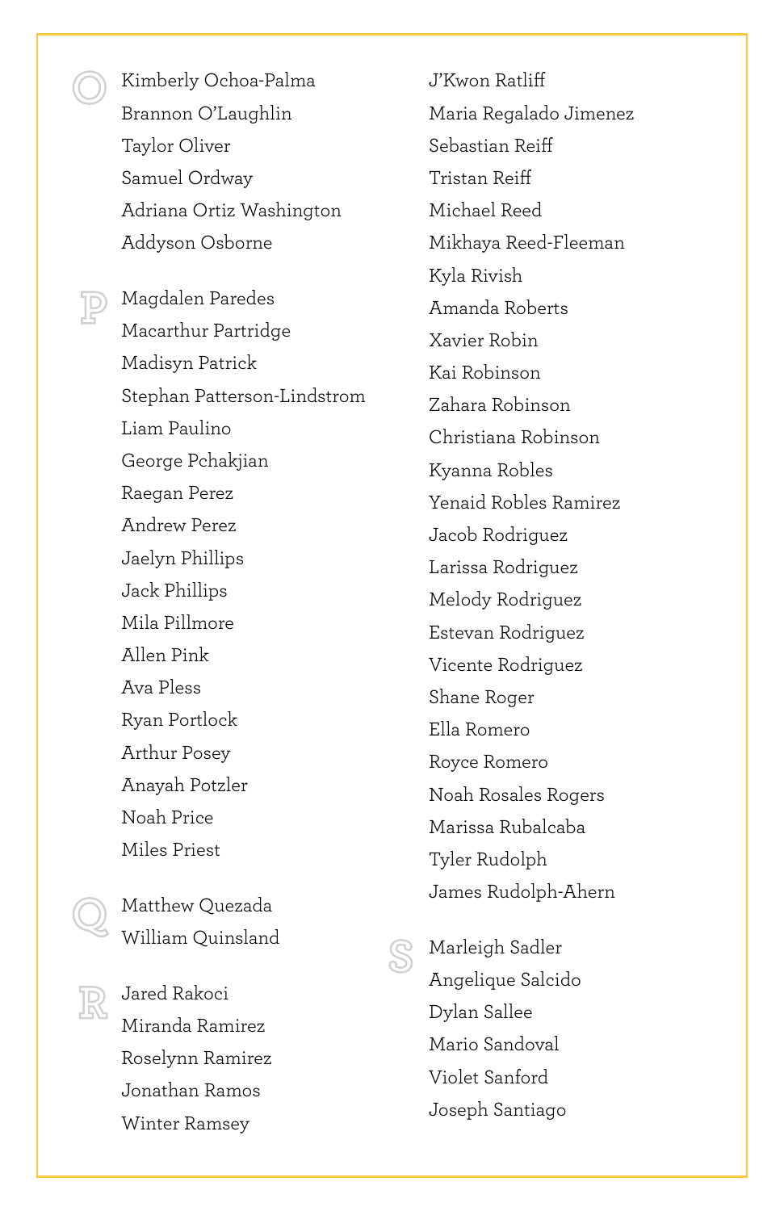## O

Kimberly Ochoa-Palma
Brannon O'Laughlin
Taylor Oliver
Samuel Ordway
Adriana Ortiz Washington
Addyson Osborne

## P

Magdalen Paredes
Macarthur Partridge
Madisyn Patrick
Stephan Patterson-Lindstrom
Liam Paulino
George Pchakjian
Raegan Perez
Andrew Perez
Jaelyn Phillips
Jack Phillips
Mila Pillmore
Allen Pink
Ava Pless
Ryan Portlock
Arthur Posey
Anayah Potzler
Noah Price
Miles Priest

## Q

Matthew Quezada
William Quinsland

## R

Jared Rakoci
Miranda Ramirez
Roselynn Ramirez
Jonathan Ramos
Winter Ramsey
J'Kwon Ratliff
Maria Regalado Jimenez
Sebastian Reiff
Tristan Reiff
Michael Reed
Mikhaya Reed-Fleeman
Kyla Rivish
Amanda Roberts
Xavier Robin
Kai Robinson
Zahara Robinson
Christiana Robinson
Kyanna Robles
Yenaid Robles Ramirez
Jacob Rodriguez
Larissa Rodriguez
Melody Rodriguez
Estevan Rodriguez
Vicente Rodriguez
Shane Roger
Ella Romero
Royce Romero
Noah Rosales Rogers
Marissa Rubalcaba
Tyler Rudolph
James Rudolph-Ahern

## S

Marleigh Sadler
Angelique Salcido
Dylan Sallee
Mario Sandoval
Violet Sanford
Joseph Santiago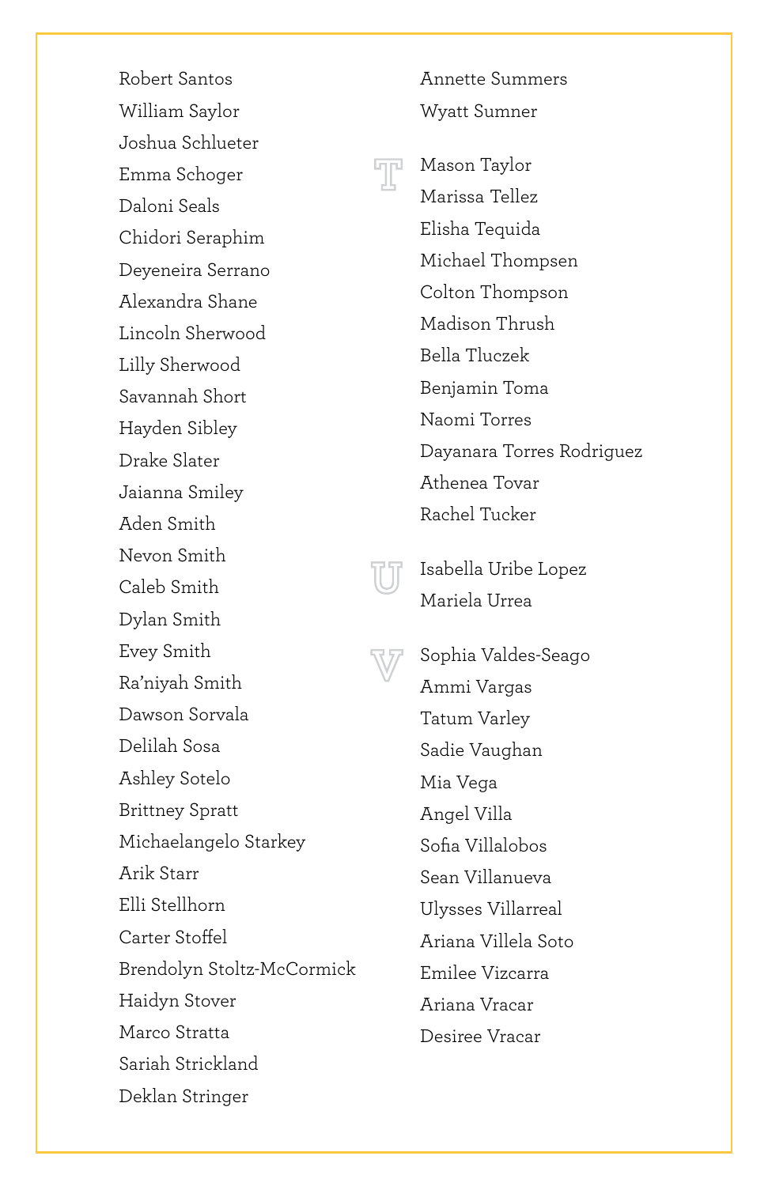Robert Santos
William Saylor
Joshua Schlueter
Emma Schoger
Daloni Seals
Chidori Seraphim
Deyeneira Serrano
Alexandra Shane
Lincoln Sherwood
Lilly Sherwood
Savannah Short
Hayden Sibley
Drake Slater
Jaianna Smiley
Aden Smith
Nevon Smith
Caleb Smith
Dylan Smith
Evey Smith
Ra'niyah Smith
Dawson Sorvala
Delilah Sosa
Ashley Sotelo
Brittney Spratt
Michaelangelo Starkey
Arik Starr
Elli Stellhorn
Carter Stoffel
Brendolyn Stoltz-McCormick
Haidyn Stover
Marco Stratta
Sariah Strickland
Deklan Stringer
Annette Summers
Wyatt Sumner

## T

Mason Taylor
Marissa Tellez
Elisha Tequida
Michael Thompsen
Colton Thompson
Madison Thrush
Bella Tluczek
Benjamin Toma
Naomi Torres
Dayanara Torres Rodriguez
Athenea Tovar
Rachel Tucker

## U

Isabella Uribe Lopez
Mariela Urrea

## V

Sophia Valdes-Seago
Ammi Vargas
Tatum Varley
Sadie Vaughan
Mia Vega
Angel Villa
Sofia Villalobos
Sean Villanueva
Ulysses Villarreal
Ariana Villela Soto
Emilee Vizcarra
Ariana Vracar
Desiree Vracar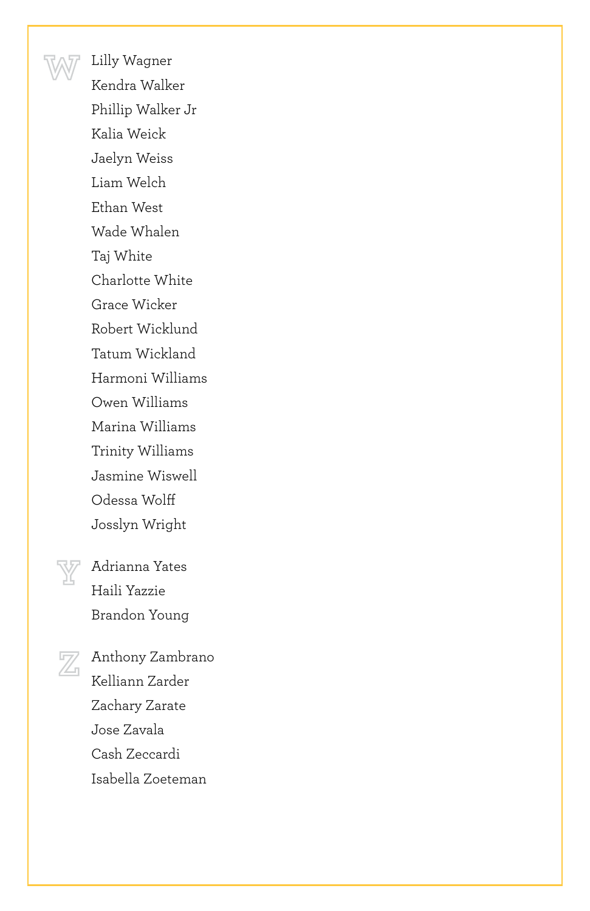## W

Lilly Wagner
Kendra Walker
Phillip Walker Jr
Kalia Weick
Jaelyn Weiss
Liam Welch
Ethan West
Wade Whalen
Taj White
Charlotte White
Grace Wicker
Robert Wicklund
Tatum Wickland
Harmoni Williams
Owen Williams
Marina Williams
Trinity Williams
Jasmine Wiswell
Odessa Wolff
Josslyn Wright

## Y

Adrianna Yates
Haili Yazzie
Brandon Young

## Z

Anthony Zambrano
Kelliann Zarder
Zachary Zarate
Jose Zavala
Cash Zeccardi
Isabella Zoeteman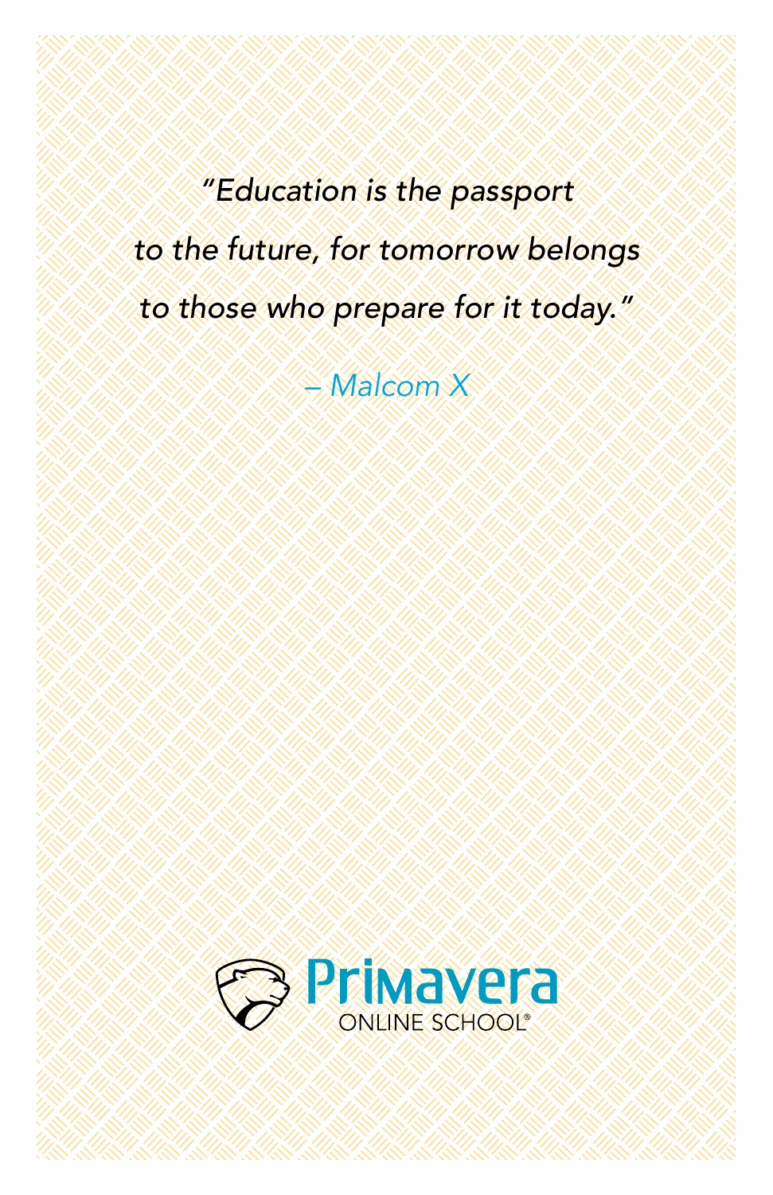*"Education is the passport to the future, for tomorrow belongs to those who prepare for it today."*

*– Malcom X*

Primavera

ONLINE SCHOOL®